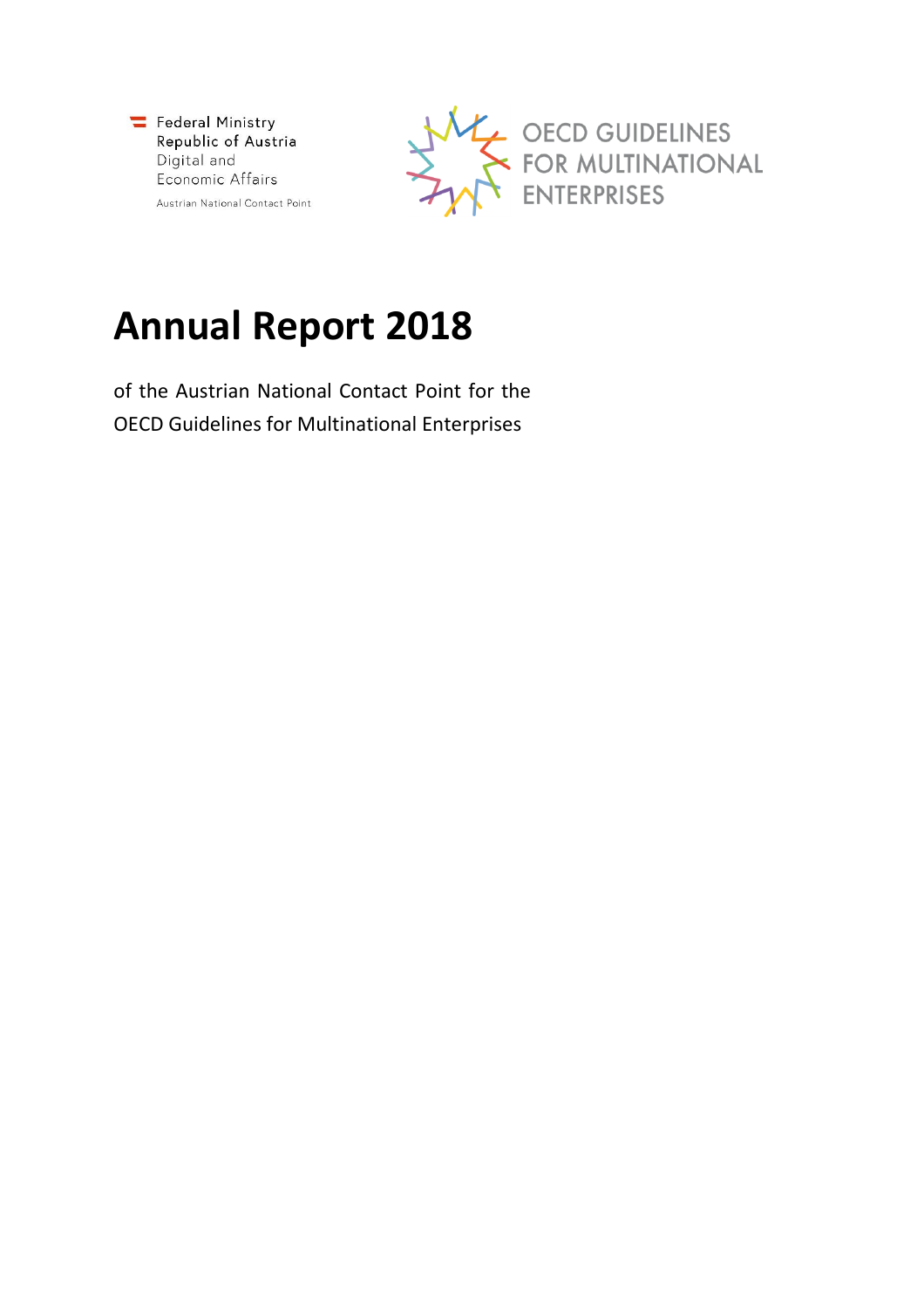Federal Ministry
Republic of Austria
Digital and
Economic Affairs

Austrian National Contact Point

OECD GUIDELINES
FOR MULTINATIONAL
ENTERPRISES

# Annual Report 2018

of the Austrian National Contact Point for the
OECD Guidelines for Multinational Enterprises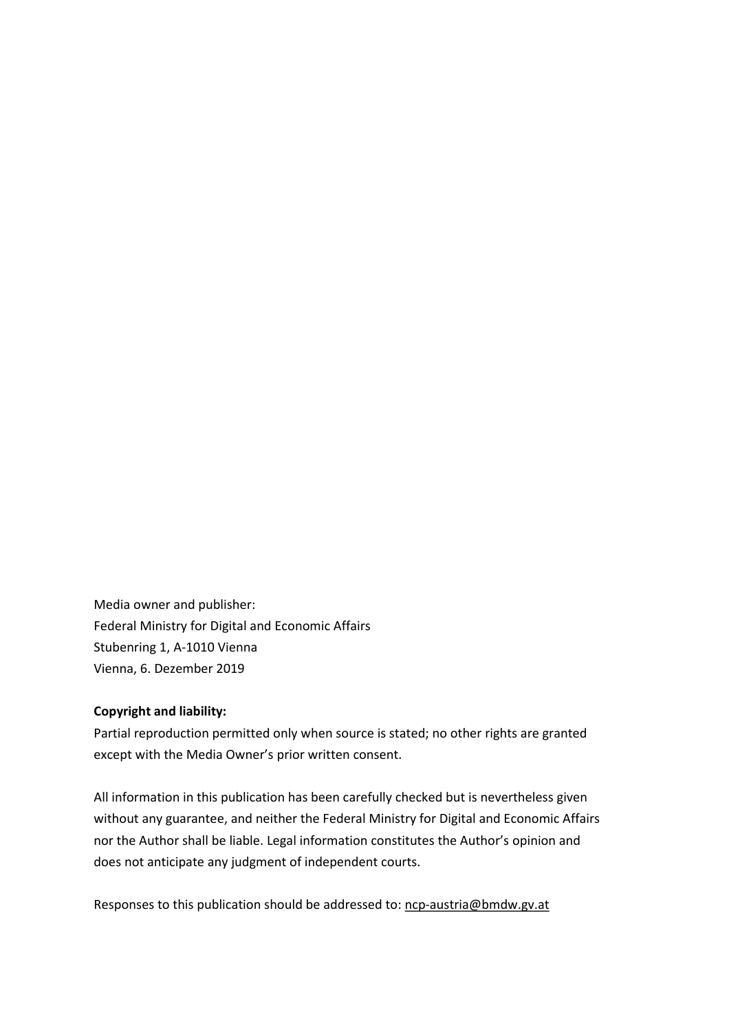Media owner and publisher:
Federal Ministry for Digital and Economic Affairs
Stubenring 1, A-1010 Vienna
Vienna, 6. Dezember 2019

**Copyright and liability:**
Partial reproduction permitted only when source is stated; no other rights are granted except with the Media Owner's prior written consent.

All information in this publication has been carefully checked but is nevertheless given without any guarantee, and neither the Federal Ministry for Digital and Economic Affairs nor the Author shall be liable. Legal information constitutes the Author's opinion and does not anticipate any judgment of independent courts.

Responses to this publication should be addressed to: ncp-austria@bmdw.gv.at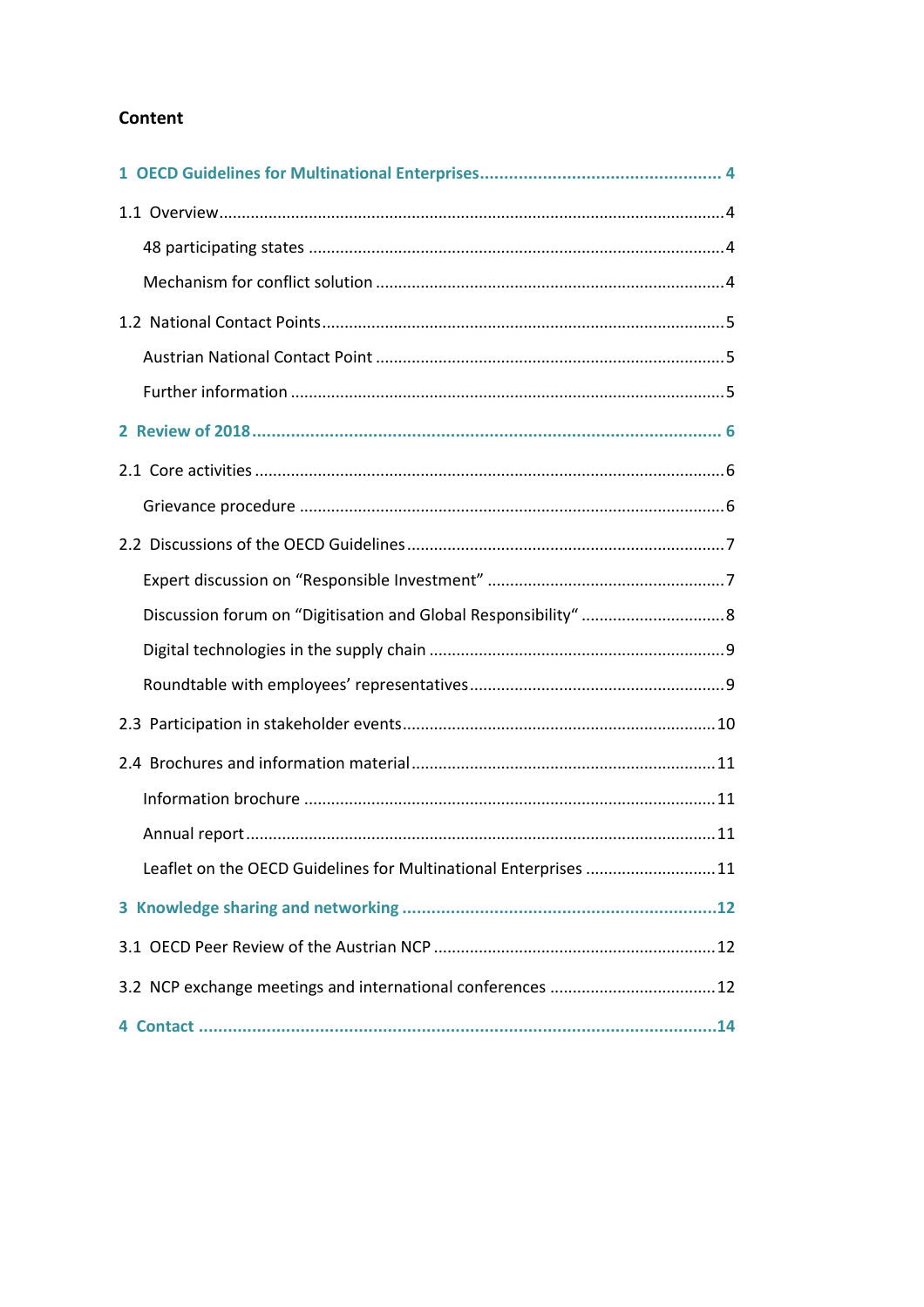## Content

**1 OECD Guidelines for Multinational Enterprises.................................................. 4**

1.1 Overview.................................................................................................................4

48 participating states ...........................................................................................4

Mechanism for conflict solution ............................................................................4

1.2 National Contact Points........................................................................................5

Austrian National Contact Point ............................................................................5

Further information ................................................................................................5

**2 Review of 2018.................................................................................................. 6**

2.1 Core activities ........................................................................................................6

Grievance procedure ..............................................................................................6

2.2 Discussions of the OECD Guidelines.....................................................................7

Expert discussion on "Responsible Investment" ....................................................7

Discussion forum on "Digitisation and Global Responsibility" ................................8

Digital technologies in the supply chain .................................................................9

Roundtable with employees' representatives........................................................9

2.3 Participation in stakeholder events....................................................................10

2.4 Brochures and information material..................................................................11

Information brochure ..........................................................................................11

Annual report.......................................................................................................11

Leaflet on the OECD Guidelines for Multinational Enterprises ............................11

**3 Knowledge sharing and networking ................................................................12**

3.1 OECD Peer Review of the Austrian NCP ..............................................................12

3.2 NCP exchange meetings and international conferences ....................................12

**4 Contact ..........................................................................................................14**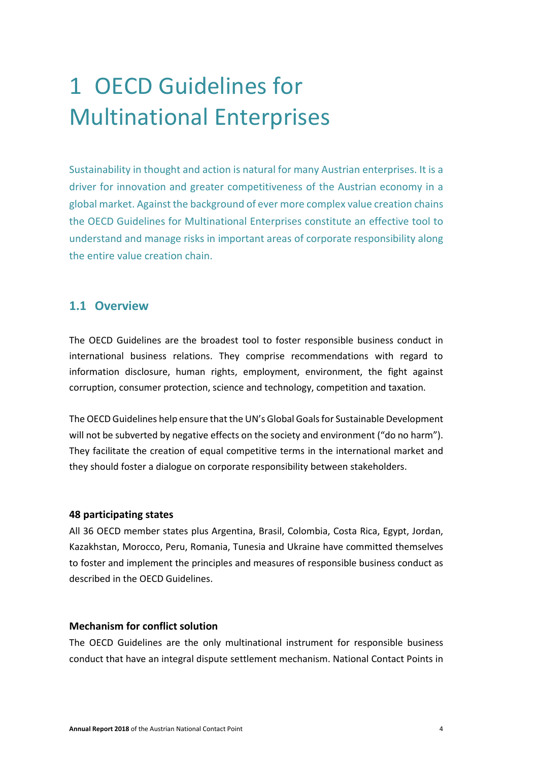# 1 OECD Guidelines for Multinational Enterprises

Sustainability in thought and action is natural for many Austrian enterprises. It is a driver for innovation and greater competitiveness of the Austrian economy in a global market. Against the background of ever more complex value creation chains the OECD Guidelines for Multinational Enterprises constitute an effective tool to understand and manage risks in important areas of corporate responsibility along the entire value creation chain.

## 1.1 Overview

The OECD Guidelines are the broadest tool to foster responsible business conduct in international business relations. They comprise recommendations with regard to information disclosure, human rights, employment, environment, the fight against corruption, consumer protection, science and technology, competition and taxation.

The OECD Guidelines help ensure that the UN's Global Goals for Sustainable Development will not be subverted by negative effects on the society and environment ("do no harm"). They facilitate the creation of equal competitive terms in the international market and they should foster a dialogue on corporate responsibility between stakeholders.

**48 participating states**

All 36 OECD member states plus Argentina, Brasil, Colombia, Costa Rica, Egypt, Jordan, Kazakhstan, Morocco, Peru, Romania, Tunesia and Ukraine have committed themselves to foster and implement the principles and measures of responsible business conduct as described in the OECD Guidelines.

**Mechanism for conflict solution**

The OECD Guidelines are the only multinational instrument for responsible business conduct that have an integral dispute settlement mechanism. National Contact Points in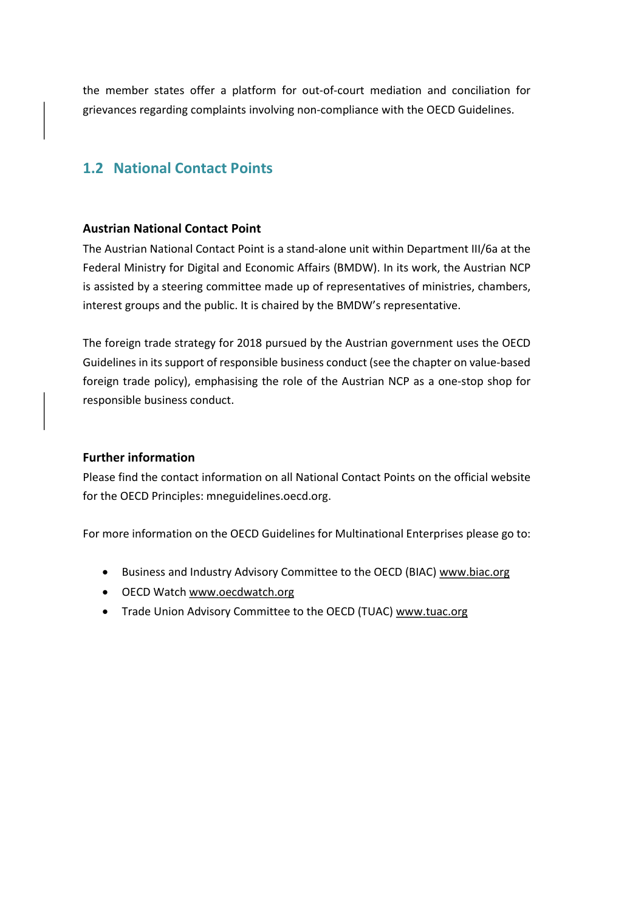the member states offer a platform for out-of-court mediation and conciliation for grievances regarding complaints involving non-compliance with the OECD Guidelines.

## 1.2 National Contact Points

### Austrian National Contact Point

The Austrian National Contact Point is a stand-alone unit within Department III/6a at the Federal Ministry for Digital and Economic Affairs (BMDW). In its work, the Austrian NCP is assisted by a steering committee made up of representatives of ministries, chambers, interest groups and the public. It is chaired by the BMDW's representative.

The foreign trade strategy for 2018 pursued by the Austrian government uses the OECD Guidelines in its support of responsible business conduct (see the chapter on value-based foreign trade policy), emphasising the role of the Austrian NCP as a one-stop shop for responsible business conduct.

### Further information

Please find the contact information on all National Contact Points on the official website for the OECD Principles: mneguidelines.oecd.org.

For more information on the OECD Guidelines for Multinational Enterprises please go to:

- Business and Industry Advisory Committee to the OECD (BIAC) www.biac.org
- OECD Watch www.oecdwatch.org
- Trade Union Advisory Committee to the OECD (TUAC) www.tuac.org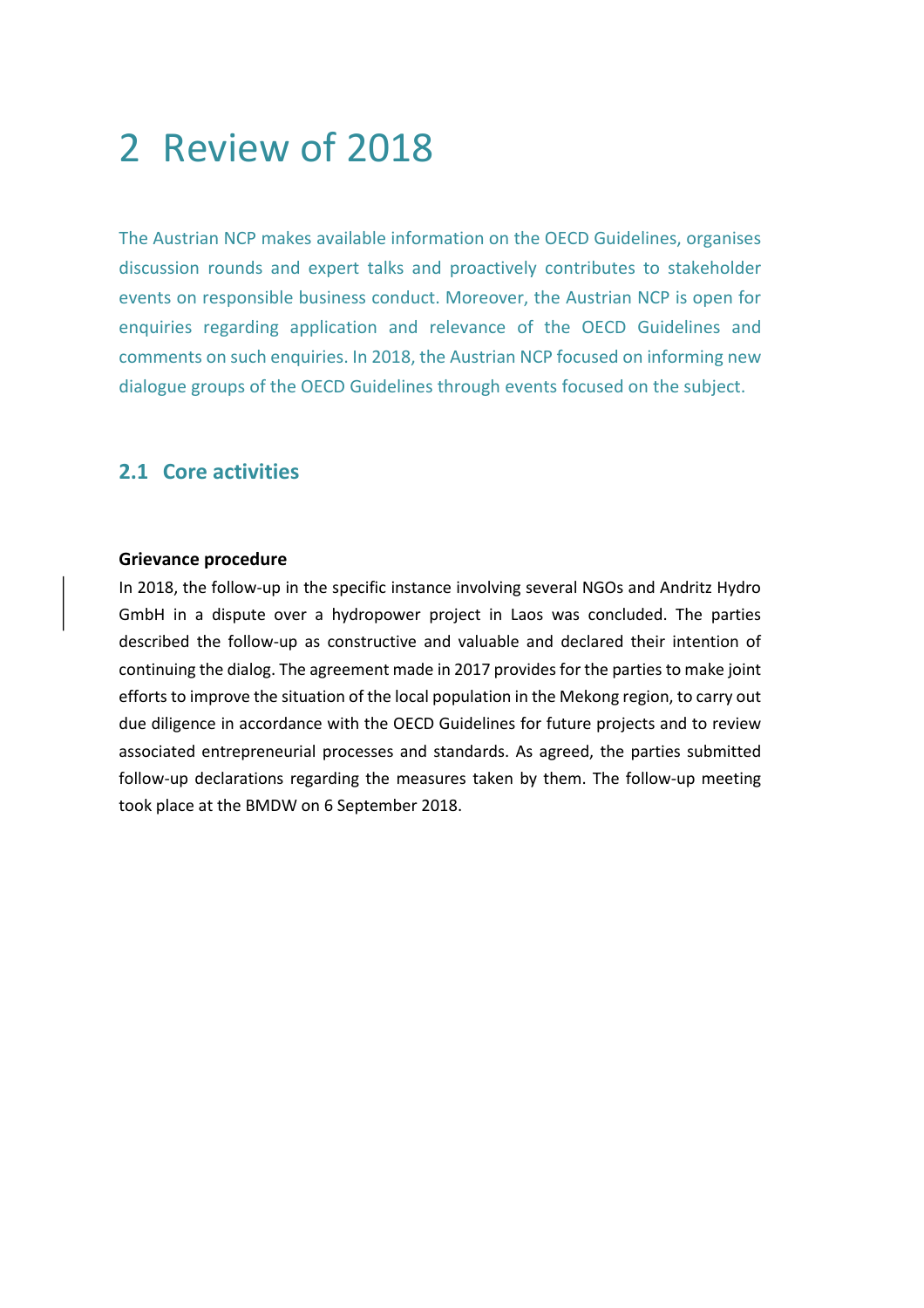# 2 Review of 2018

The Austrian NCP makes available information on the OECD Guidelines, organises discussion rounds and expert talks and proactively contributes to stakeholder events on responsible business conduct. Moreover, the Austrian NCP is open for enquiries regarding application and relevance of the OECD Guidelines and comments on such enquiries. In 2018, the Austrian NCP focused on informing new dialogue groups of the OECD Guidelines through events focused on the subject.

## 2.1 Core activities

**Grievance procedure**

In 2018, the follow-up in the specific instance involving several NGOs and Andritz Hydro GmbH in a dispute over a hydropower project in Laos was concluded. The parties described the follow-up as constructive and valuable and declared their intention of continuing the dialog. The agreement made in 2017 provides for the parties to make joint efforts to improve the situation of the local population in the Mekong region, to carry out due diligence in accordance with the OECD Guidelines for future projects and to review associated entrepreneurial processes and standards. As agreed, the parties submitted follow-up declarations regarding the measures taken by them. The follow-up meeting took place at the BMDW on 6 September 2018.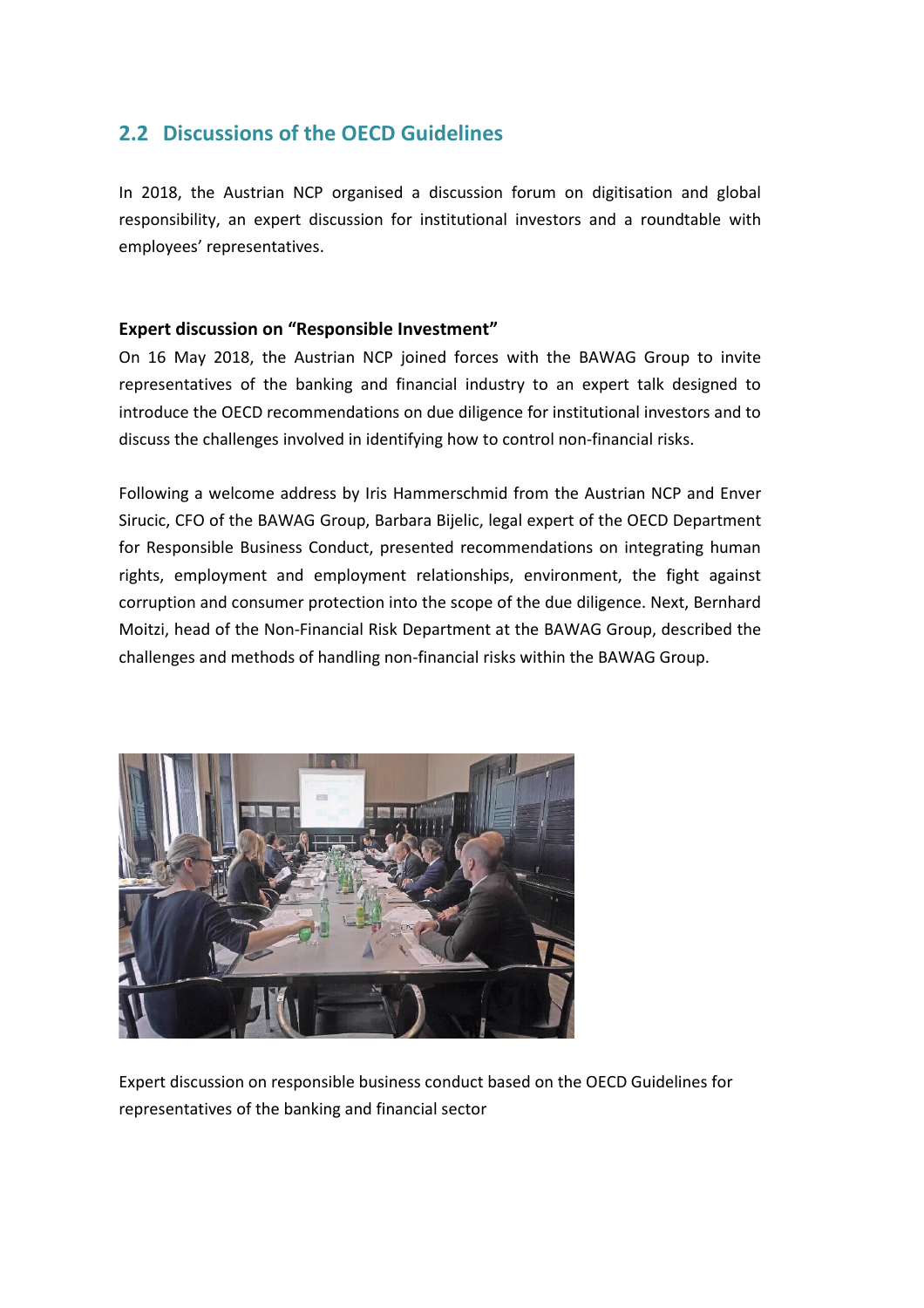## 2.2 Discussions of the OECD Guidelines

In 2018, the Austrian NCP organised a discussion forum on digitisation and global responsibility, an expert discussion for institutional investors and a roundtable with employees' representatives.

**Expert discussion on "Responsible Investment"**

On 16 May 2018, the Austrian NCP joined forces with the BAWAG Group to invite representatives of the banking and financial industry to an expert talk designed to introduce the OECD recommendations on due diligence for institutional investors and to discuss the challenges involved in identifying how to control non-financial risks.

Following a welcome address by Iris Hammerschmid from the Austrian NCP and Enver Sirucic, CFO of the BAWAG Group, Barbara Bijelic, legal expert of the OECD Department for Responsible Business Conduct, presented recommendations on integrating human rights, employment and employment relationships, environment, the fight against corruption and consumer protection into the scope of the due diligence. Next, Bernhard Moitzi, head of the Non-Financial Risk Department at the BAWAG Group, described the challenges and methods of handling non-financial risks within the BAWAG Group.

Expert discussion on responsible business conduct based on the OECD Guidelines for representatives of the banking and financial sector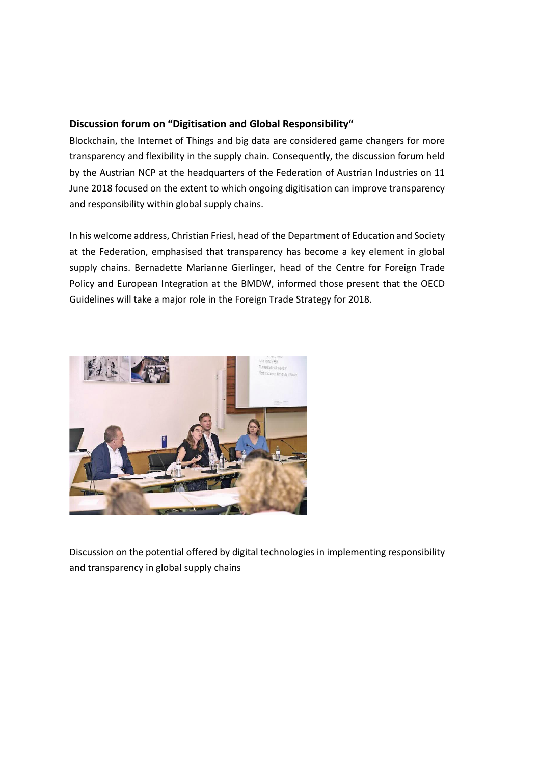**Discussion forum on “Digitisation and Global Responsibility“**

Blockchain, the Internet of Things and big data are considered game changers for more transparency and flexibility in the supply chain. Consequently, the discussion forum held by the Austrian NCP at the headquarters of the Federation of Austrian Industries on 11 June 2018 focused on the extent to which ongoing digitisation can improve transparency and responsibility within global supply chains.

In his welcome address, Christian Friesl, head of the Department of Education and Society at the Federation, emphasised that transparency has become a key element in global supply chains. Bernadette Marianne Gierlinger, head of the Centre for Foreign Trade Policy and European Integration at the BMDW, informed those present that the OECD Guidelines will take a major role in the Foreign Trade Strategy for 2018.

Discussion on the potential offered by digital technologies in implementing responsibility and transparency in global supply chains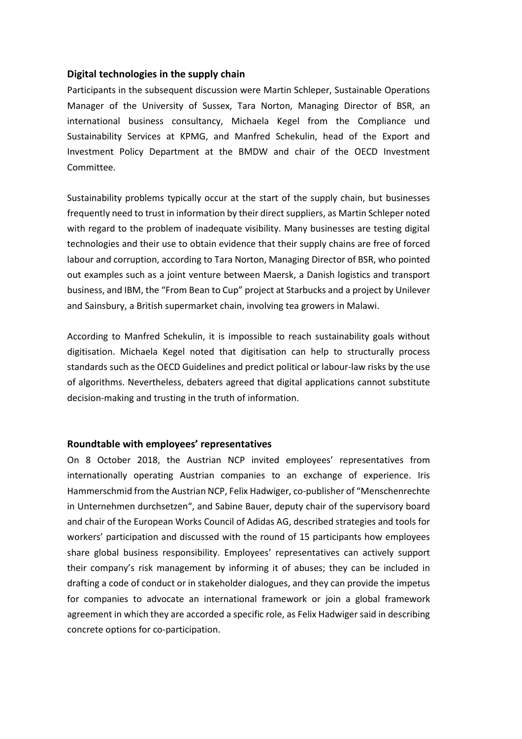## Digital technologies in the supply chain

Participants in the subsequent discussion were Martin Schleper, Sustainable Operations Manager of the University of Sussex, Tara Norton, Managing Director of BSR, an international business consultancy, Michaela Kegel from the Compliance und Sustainability Services at KPMG, and Manfred Schekulin, head of the Export and Investment Policy Department at the BMDW and chair of the OECD Investment Committee.

Sustainability problems typically occur at the start of the supply chain, but businesses frequently need to trust in information by their direct suppliers, as Martin Schleper noted with regard to the problem of inadequate visibility. Many businesses are testing digital technologies and their use to obtain evidence that their supply chains are free of forced labour and corruption, according to Tara Norton, Managing Director of BSR, who pointed out examples such as a joint venture between Maersk, a Danish logistics and transport business, and IBM, the "From Bean to Cup" project at Starbucks and a project by Unilever and Sainsbury, a British supermarket chain, involving tea growers in Malawi.

According to Manfred Schekulin, it is impossible to reach sustainability goals without digitisation. Michaela Kegel noted that digitisation can help to structurally process standards such as the OECD Guidelines and predict political or labour-law risks by the use of algorithms. Nevertheless, debaters agreed that digital applications cannot substitute decision-making and trusting in the truth of information.

## Roundtable with employees' representatives

On 8 October 2018, the Austrian NCP invited employees' representatives from internationally operating Austrian companies to an exchange of experience. Iris Hammerschmid from the Austrian NCP, Felix Hadwiger, co-publisher of "Menschenrechte in Unternehmen durchsetzen", and Sabine Bauer, deputy chair of the supervisory board and chair of the European Works Council of Adidas AG, described strategies and tools for workers' participation and discussed with the round of 15 participants how employees share global business responsibility. Employees' representatives can actively support their company's risk management by informing it of abuses; they can be included in drafting a code of conduct or in stakeholder dialogues, and they can provide the impetus for companies to advocate an international framework or join a global framework agreement in which they are accorded a specific role, as Felix Hadwiger said in describing concrete options for co-participation.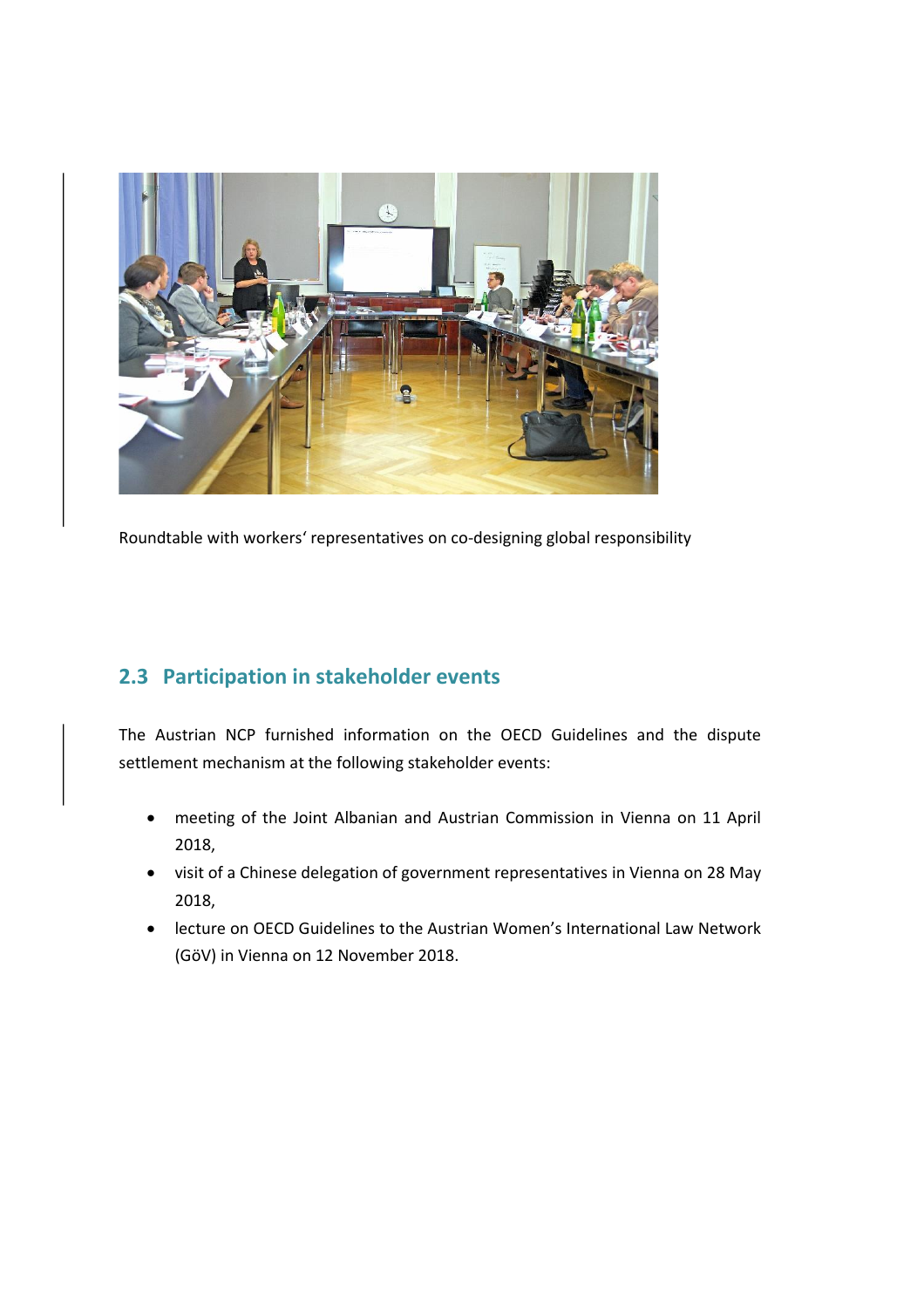Roundtable with workers' representatives on co-designing global responsibility

## 2.3 Participation in stakeholder events

The Austrian NCP furnished information on the OECD Guidelines and the dispute settlement mechanism at the following stakeholder events:

- meeting of the Joint Albanian and Austrian Commission in Vienna on 11 April 2018,
- visit of a Chinese delegation of government representatives in Vienna on 28 May 2018,
- lecture on OECD Guidelines to the Austrian Women's International Law Network (GöV) in Vienna on 12 November 2018.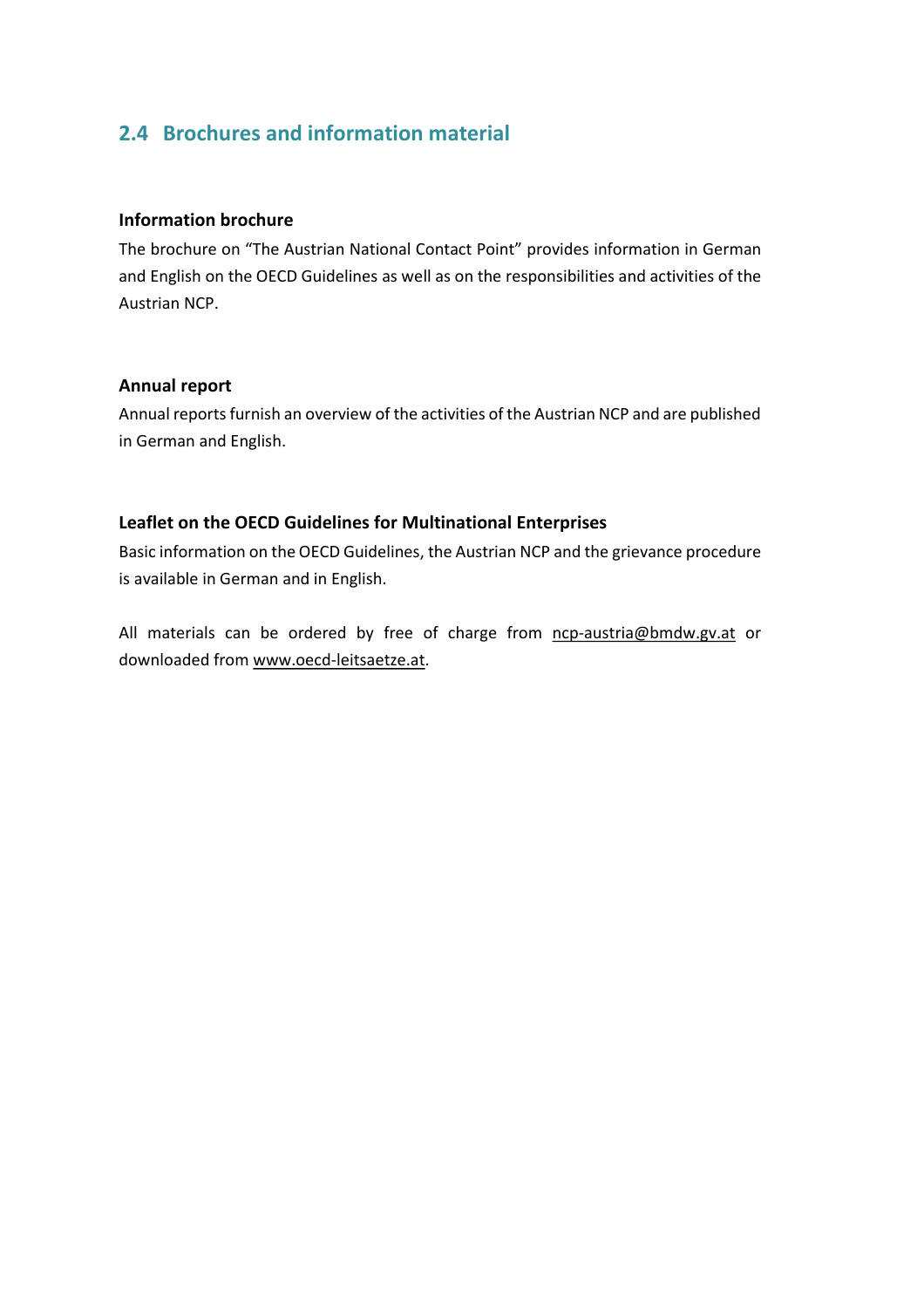## 2.4 Brochures and information material

### Information brochure

The brochure on "The Austrian National Contact Point" provides information in German and English on the OECD Guidelines as well as on the responsibilities and activities of the Austrian NCP.

### Annual report

Annual reports furnish an overview of the activities of the Austrian NCP and are published in German and English.

### Leaflet on the OECD Guidelines for Multinational Enterprises

Basic information on the OECD Guidelines, the Austrian NCP and the grievance procedure is available in German and in English.

All materials can be ordered by free of charge from ncp-austria@bmdw.gv.at or downloaded from www.oecd-leitsaetze.at.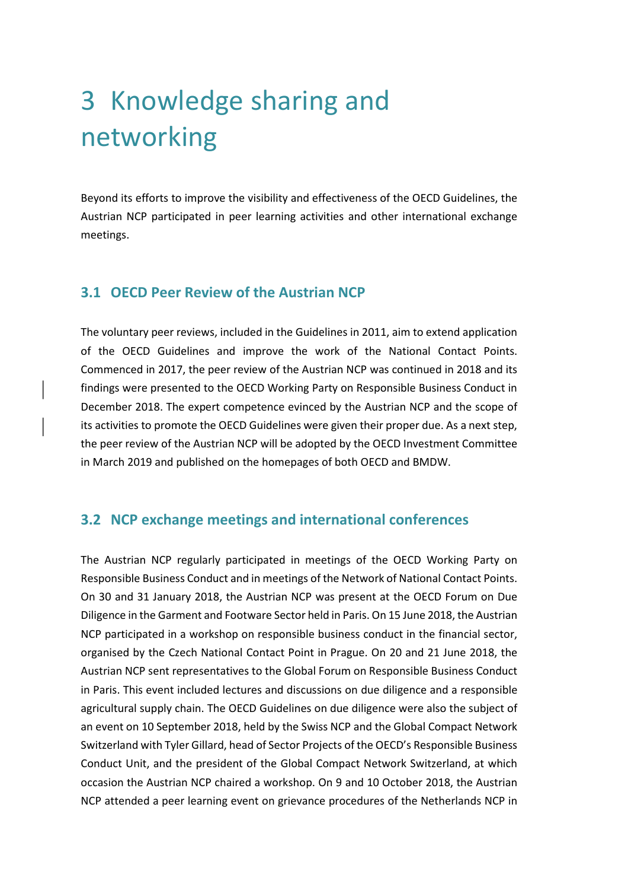# 3 Knowledge sharing and networking

Beyond its efforts to improve the visibility and effectiveness of the OECD Guidelines, the Austrian NCP participated in peer learning activities and other international exchange meetings.

## 3.1 OECD Peer Review of the Austrian NCP

The voluntary peer reviews, included in the Guidelines in 2011, aim to extend application of the OECD Guidelines and improve the work of the National Contact Points. Commenced in 2017, the peer review of the Austrian NCP was continued in 2018 and its findings were presented to the OECD Working Party on Responsible Business Conduct in December 2018. The expert competence evinced by the Austrian NCP and the scope of its activities to promote the OECD Guidelines were given their proper due. As a next step, the peer review of the Austrian NCP will be adopted by the OECD Investment Committee in March 2019 and published on the homepages of both OECD and BMDW.

## 3.2 NCP exchange meetings and international conferences

The Austrian NCP regularly participated in meetings of the OECD Working Party on Responsible Business Conduct and in meetings of the Network of National Contact Points. On 30 and 31 January 2018, the Austrian NCP was present at the OECD Forum on Due Diligence in the Garment and Footware Sector held in Paris. On 15 June 2018, the Austrian NCP participated in a workshop on responsible business conduct in the financial sector, organised by the Czech National Contact Point in Prague. On 20 and 21 June 2018, the Austrian NCP sent representatives to the Global Forum on Responsible Business Conduct in Paris. This event included lectures and discussions on due diligence and a responsible agricultural supply chain. The OECD Guidelines on due diligence were also the subject of an event on 10 September 2018, held by the Swiss NCP and the Global Compact Network Switzerland with Tyler Gillard, head of Sector Projects of the OECD's Responsible Business Conduct Unit, and the president of the Global Compact Network Switzerland, at which occasion the Austrian NCP chaired a workshop. On 9 and 10 October 2018, the Austrian NCP attended a peer learning event on grievance procedures of the Netherlands NCP in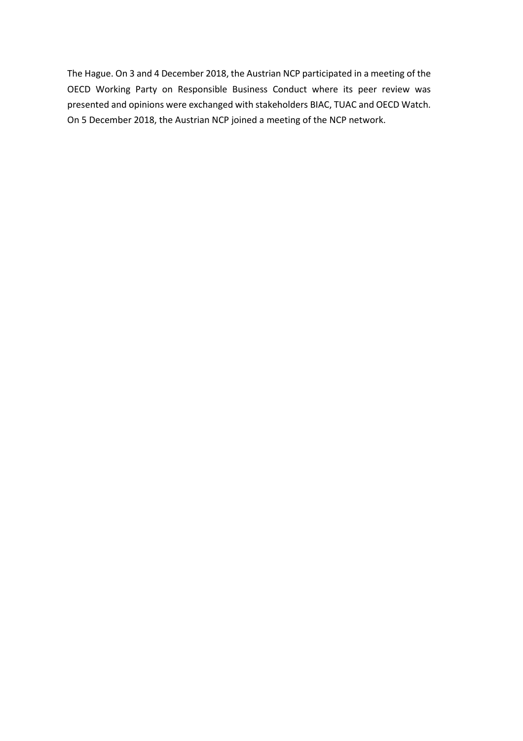The Hague. On 3 and 4 December 2018, the Austrian NCP participated in a meeting of the OECD Working Party on Responsible Business Conduct where its peer review was presented and opinions were exchanged with stakeholders BIAC, TUAC and OECD Watch. On 5 December 2018, the Austrian NCP joined a meeting of the NCP network.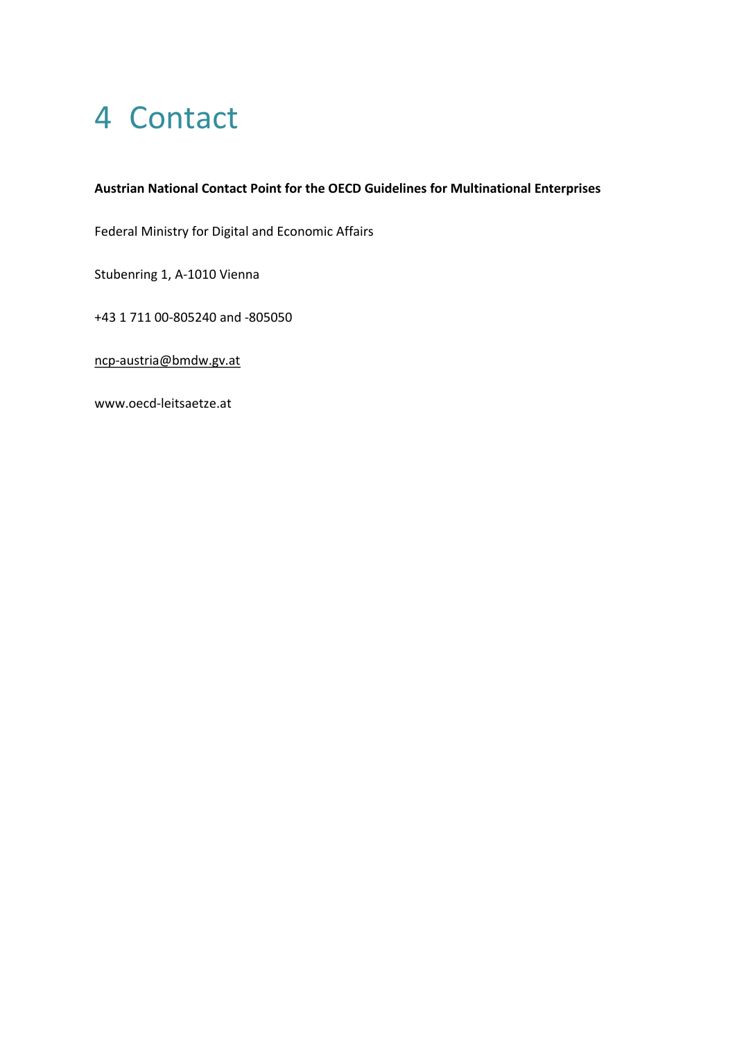# 4 Contact

**Austrian National Contact Point for the OECD Guidelines for Multinational Enterprises**

Federal Ministry for Digital and Economic Affairs

Stubenring 1, A-1010 Vienna

+43 1 711 00-805240 and -805050

ncp-austria@bmdw.gv.at

www.oecd-leitsaetze.at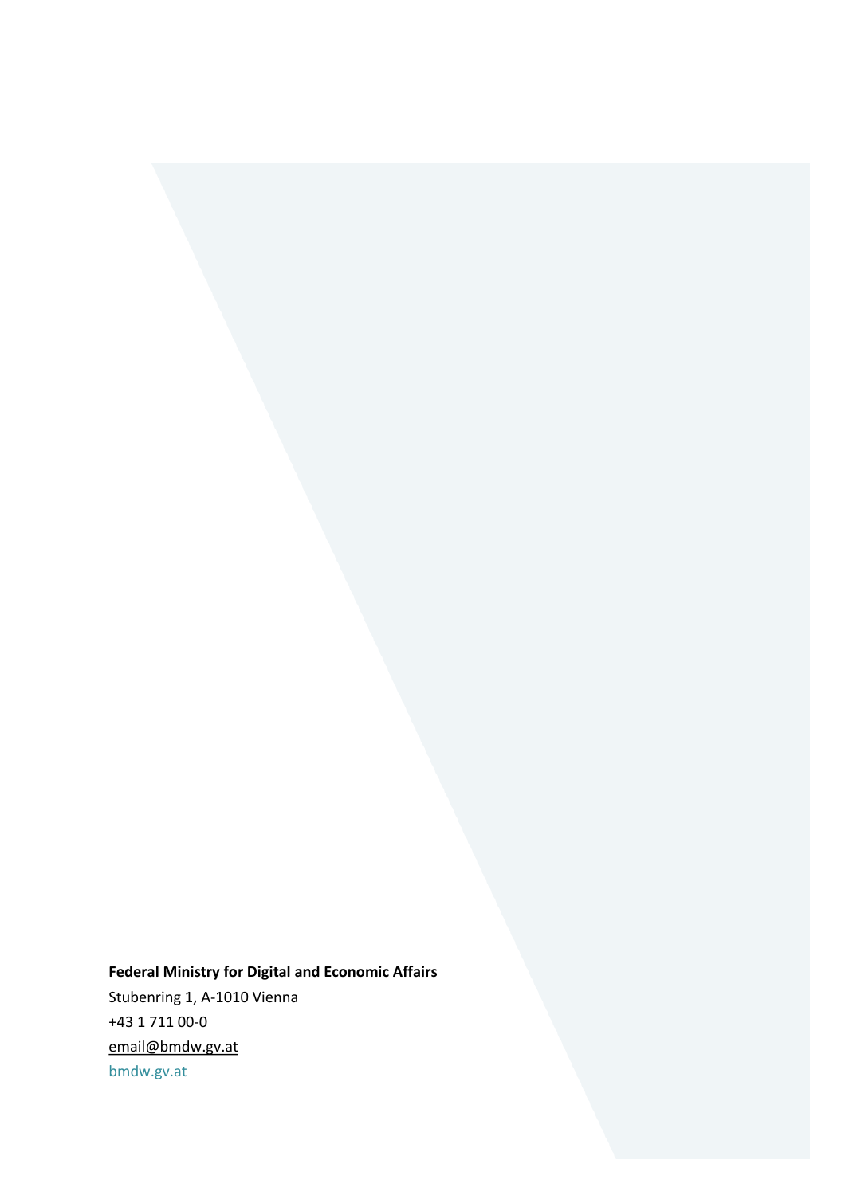**Federal Ministry for Digital and Economic Affairs**

Stubenring 1, A-1010 Vienna

+43 1 711 00-0

email@bmdw.gv.at

bmdw.gv.at